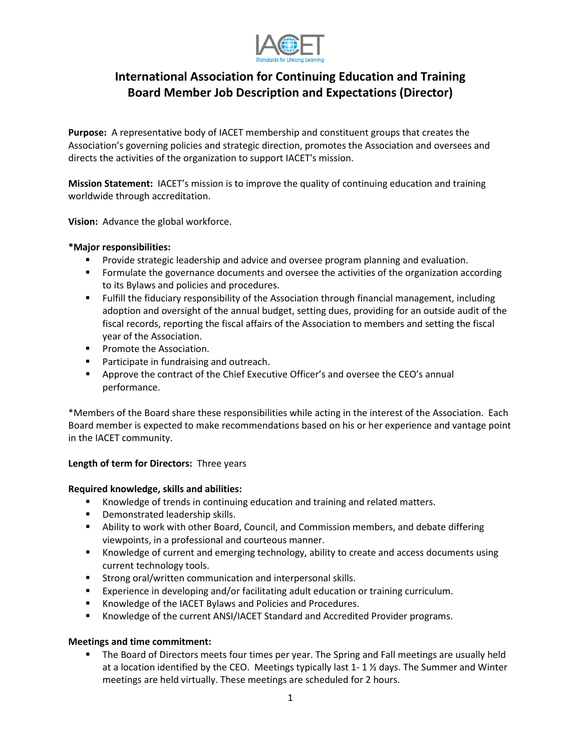# International Association for Continuing Education and Training
# Board Member Job Description and Expectations (Director)

**Purpose:** A representative body of IACET membership and constituent groups that creates the Association's governing policies and strategic direction, promotes the Association and oversees and directs the activities of the organization to support IACET's mission.

**Mission Statement:** IACET's mission is to improve the quality of continuing education and training worldwide through accreditation.

**Vision:** Advance the global workforce.

**\*Major responsibilities:**

- Provide strategic leadership and advice and oversee program planning and evaluation.
- Formulate the governance documents and oversee the activities of the organization according to its Bylaws and policies and procedures.
- Fulfill the fiduciary responsibility of the Association through financial management, including adoption and oversight of the annual budget, setting dues, providing for an outside audit of the fiscal records, reporting the fiscal affairs of the Association to members and setting the fiscal year of the Association.
- Promote the Association.
- Participate in fundraising and outreach.
- Approve the contract of the Chief Executive Officer's and oversee the CEO's annual performance.

*Members of the Board share these responsibilities while acting in the interest of the Association. Each Board member is expected to make recommendations based on his or her experience and vantage point in the IACET community.

**Length of term for Directors:** Three years

**Required knowledge, skills and abilities:**

- Knowledge of trends in continuing education and training and related matters.
- Demonstrated leadership skills.
- Ability to work with other Board, Council, and Commission members, and debate differing viewpoints, in a professional and courteous manner.
- Knowledge of current and emerging technology, ability to create and access documents using current technology tools.
- Strong oral/written communication and interpersonal skills.
- Experience in developing and/or facilitating adult education or training curriculum.
- Knowledge of the IACET Bylaws and Policies and Procedures.
- Knowledge of the current ANSI/IACET Standard and Accredited Provider programs.

**Meetings and time commitment:**

- The Board of Directors meets four times per year. The Spring and Fall meetings are usually held at a location identified by the CEO. Meetings typically last 1- 1 ½ days. The Summer and Winter meetings are held virtually. These meetings are scheduled for 2 hours.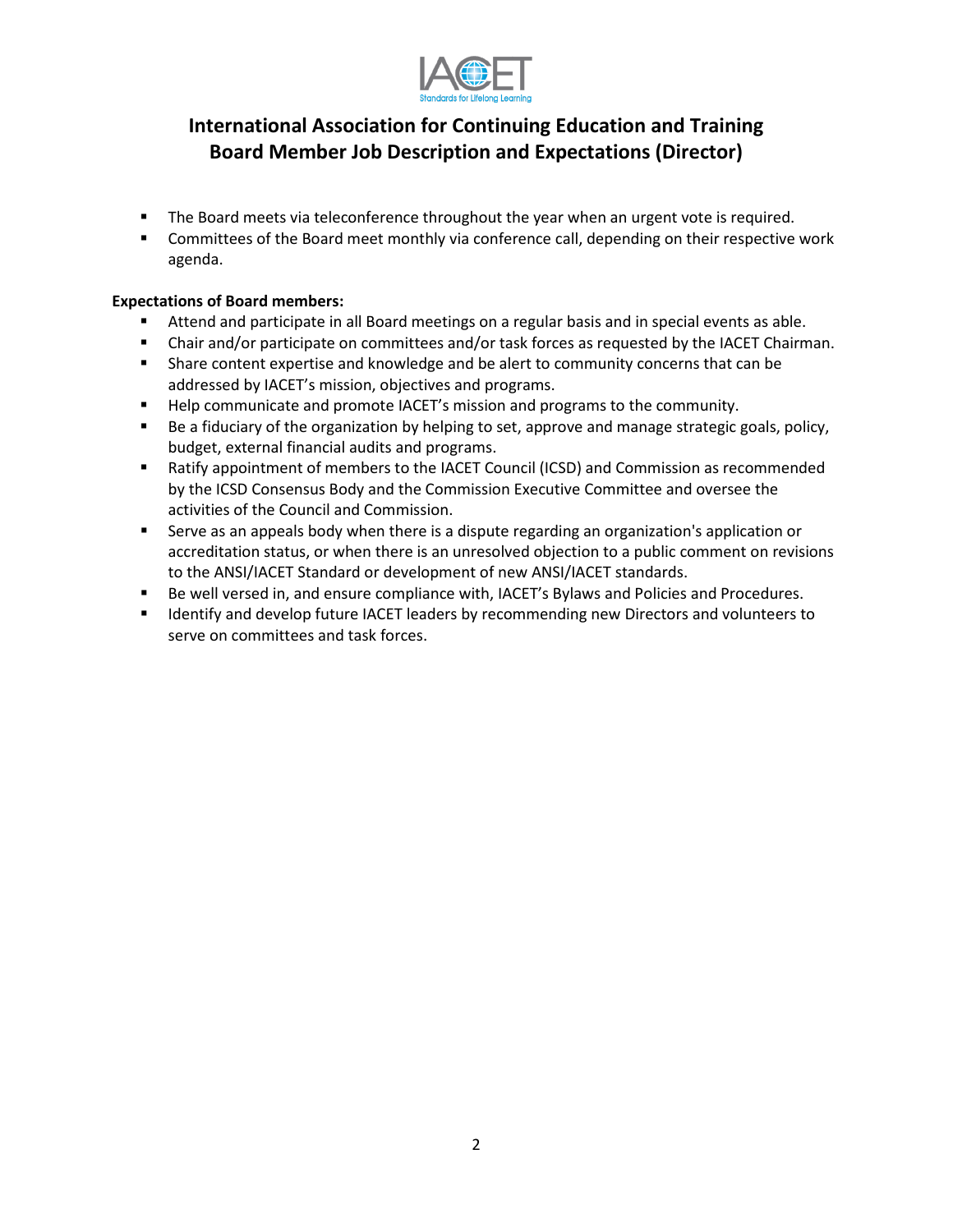# International Association for Continuing Education and Training
# Board Member Job Description and Expectations (Director)

- The Board meets via teleconference throughout the year when an urgent vote is required.
- Committees of the Board meet monthly via conference call, depending on their respective work agenda.

**Expectations of Board members:**

- Attend and participate in all Board meetings on a regular basis and in special events as able.
- Chair and/or participate on committees and/or task forces as requested by the IACET Chairman.
- Share content expertise and knowledge and be alert to community concerns that can be addressed by IACET's mission, objectives and programs.
- Help communicate and promote IACET's mission and programs to the community.
- Be a fiduciary of the organization by helping to set, approve and manage strategic goals, policy, budget, external financial audits and programs.
- Ratify appointment of members to the IACET Council (ICSD) and Commission as recommended by the ICSD Consensus Body and the Commission Executive Committee and oversee the activities of the Council and Commission.
- Serve as an appeals body when there is a dispute regarding an organization's application or accreditation status, or when there is an unresolved objection to a public comment on revisions to the ANSI/IACET Standard or development of new ANSI/IACET standards.
- Be well versed in, and ensure compliance with, IACET's Bylaws and Policies and Procedures.
- Identify and develop future IACET leaders by recommending new Directors and volunteers to serve on committees and task forces.